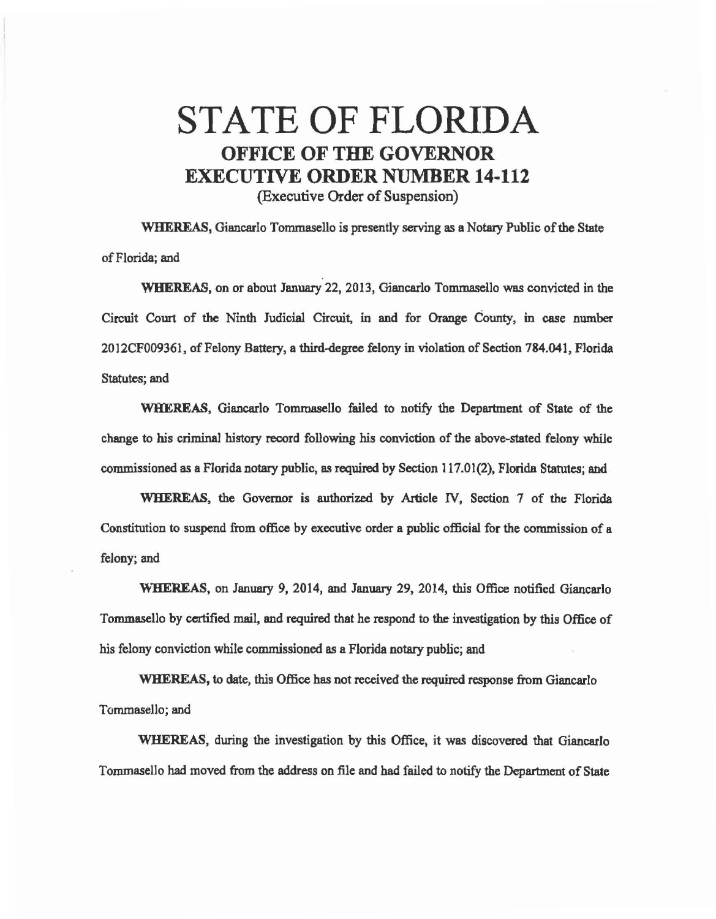# STATE OF FLORIDA

## OFFICE OF THE GOVERNOR

## EXECUTIVE ORDER NUMBER 14-112

(Executive Order of Suspension)

**WHEREAS,** Giancarlo Tommasello is presently serving as a Notary Public of the State of Florida; and

**WHEREAS,** on or about January 22, 2013, Giancarlo Tommasello was convicted in the Circuit Court of the Ninth Judicial Circuit, in and for Orange County, in case number 2012CF009361, of Felony Battery, a third-degree felony in violation of Section 784.041, Florida Statutes; and

**WHEREAS,** Giancarlo Tommasello failed to notify the Department of State of the change to his criminal history record following his conviction of the above-stated felony while commissioned as a Florida notary public, as required by Section 117.01(2), Florida Statutes; and

**WHEREAS,** the Governor is authorized by Article IV, Section 7 of the Florida Constitution to suspend from office by executive order a public official for the commission of a felony; and

**WHEREAS,** on January 9, 2014, and January 29, 2014, this Office notified Giancarlo Tommasello by certified mail, and required that he respond to the investigation by this Office of his felony conviction while commissioned as a Florida notary public; and

**WHEREAS,** to date, this Office has not received the required response from Giancarlo Tommasello; and

**WHEREAS,** during the investigation by this Office, it was discovered that Giancarlo Tommasello had moved from the address on file and had failed to notify the Department of State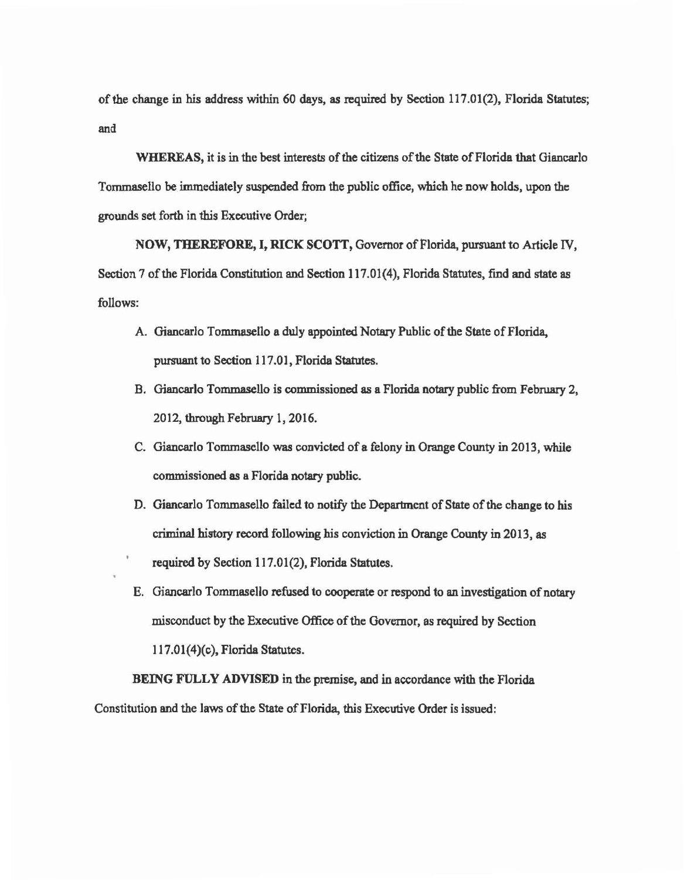of the change in his address within 60 days, as required by Section 117.01(2), Florida Statutes; and

**WHEREAS,** it is in the best interests of the citizens of the State of Florida that Giancarlo Tommasello be immediately suspended from the public office, which he now holds, upon the grounds set forth in this Executive Order;

**NOW, THEREFORE, I, RICK SCOTT,** Governor of Florida, pursuant to Article IV, Section 7 of the Florida Constitution and Section 117.01(4), Florida Statutes, find and state as follows:

A. Giancarlo Tommasello a duly appointed Notary Public of the State of Florida, pursuant to Section 117.01, Florida Statutes.

B. Giancarlo Tommasello is commissioned as a Florida notary public from February 2, 2012, through February 1, 2016.

C. Giancarlo Tommasello was convicted of a felony in Orange County in 2013, while commissioned as a Florida notary public.

D. Giancarlo Tommasello failed to notify the Department of State of the change to his criminal history record following his conviction in Orange County in 2013, as required by Section 117.01(2), Florida Statutes.

E. Giancarlo Tommasello refused to cooperate or respond to an investigation of notary misconduct by the Executive Office of the Governor, as required by Section 117.01(4)(c), Florida Statutes.

**BEING FULLY ADVISED** in the premise, and in accordance with the Florida Constitution and the laws of the State of Florida, this Executive Order is issued: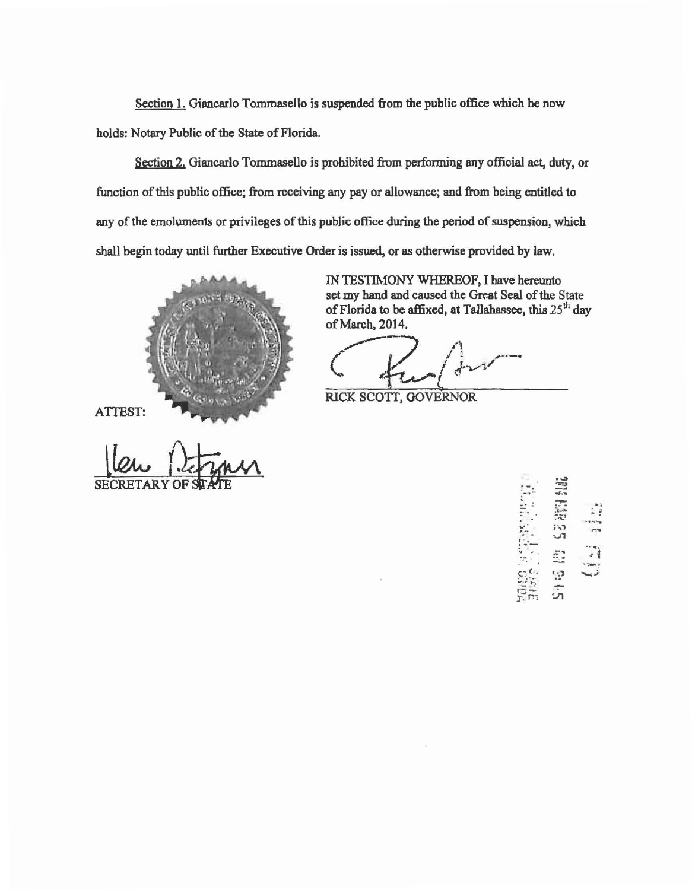Section 1. Giancarlo Tommasello is suspended from the public office which he now holds: Notary Public of the State of Florida.

Section 2. Giancarlo Tommasello is prohibited from performing any official act, duty, or function of this public office; from receiving any pay or allowance; and from being entitled to any of the emoluments or privileges of this public office during the period of suspension, which shall begin today until further Executive Order is issued, or as otherwise provided by law.

IN TESTIMONY WHEREOF, I have hereunto set my hand and caused the Great Seal of the State of Florida to be affixed, at Tallahassee, this 25th day of March, 2014.

RICK SCOTT, GOVERNOR

ATTEST:

SECRETARY OF STATE

FILED

2014 MAR 25 AM 9:45